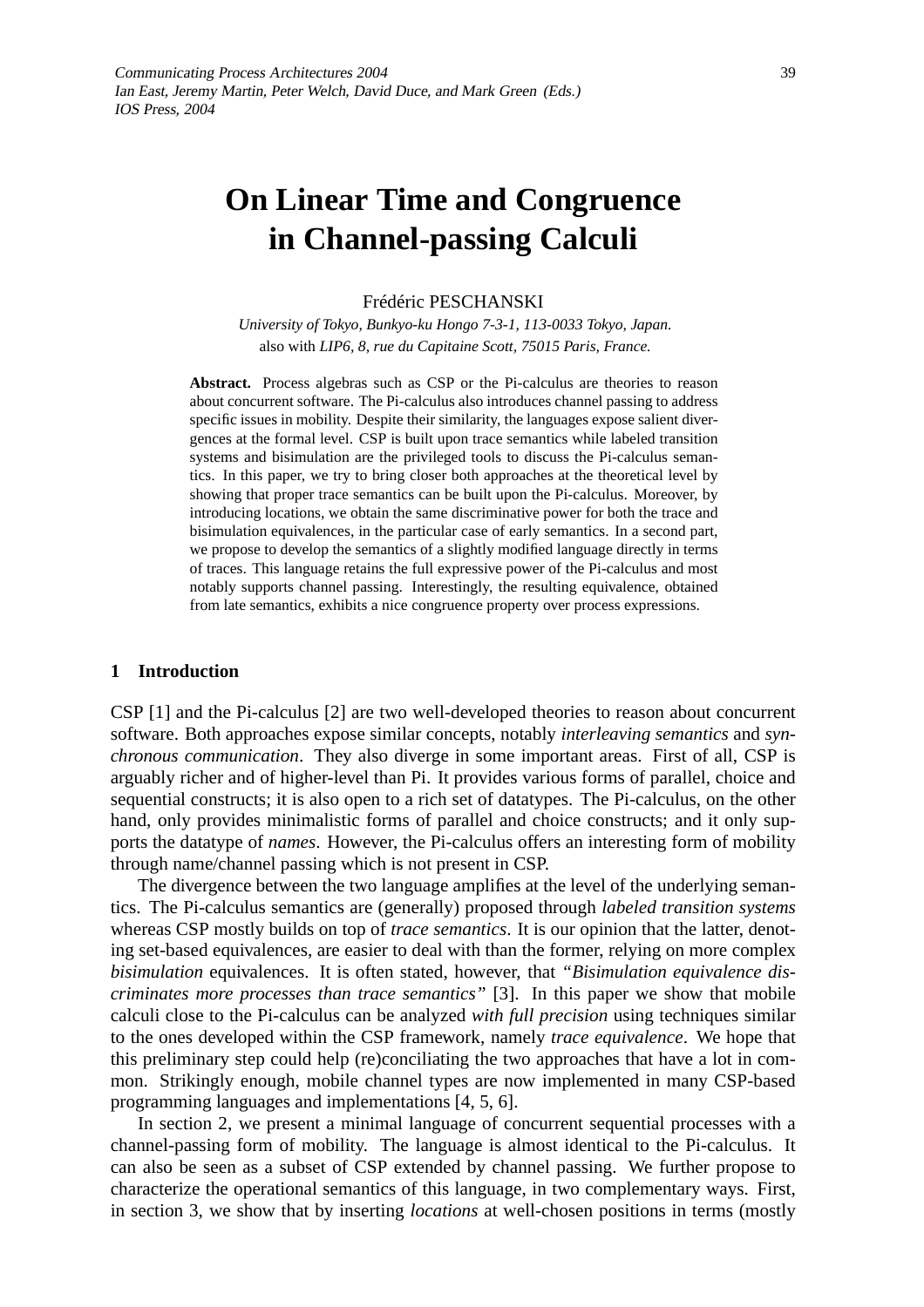# On Linear Time and Congruence in Channel-passing Calculi

Frédéric PESCHANSKI

*University of Tokyo, Bunkyo-ku Hongo 7-3-1, 113-0033 Tokyo, Japan.*
also with *LIP6, 8, rue du Capitaine Scott, 75015 Paris, France.*

**Abstract.** Process algebras such as CSP or the Pi-calculus are theories to reason about concurrent software. The Pi-calculus also introduces channel passing to address specific issues in mobility. Despite their similarity, the languages expose salient divergences at the formal level. CSP is built upon trace semantics while labeled transition systems and bisimulation are the privileged tools to discuss the Pi-calculus semantics. In this paper, we try to bring closer both approaches at the theoretical level by showing that proper trace semantics can be built upon the Pi-calculus. Moreover, by introducing locations, we obtain the same discriminative power for both the trace and bisimulation equivalences, in the particular case of early semantics. In a second part, we propose to develop the semantics of a slightly modified language directly in terms of traces. This language retains the full expressive power of the Pi-calculus and most notably supports channel passing. Interestingly, the resulting equivalence, obtained from late semantics, exhibits a nice congruence property over process expressions.

## 1 Introduction

CSP [1] and the Pi-calculus [2] are two well-developed theories to reason about concurrent software. Both approaches expose similar concepts, notably *interleaving semantics* and *synchronous communication*. They also diverge in some important areas. First of all, CSP is arguably richer and of higher-level than Pi. It provides various forms of parallel, choice and sequential constructs; it is also open to a rich set of datatypes. The Pi-calculus, on the other hand, only provides minimalistic forms of parallel and choice constructs; and it only supports the datatype of *names*. However, the Pi-calculus offers an interesting form of mobility through name/channel passing which is not present in CSP.

The divergence between the two language amplifies at the level of the underlying semantics. The Pi-calculus semantics are (generally) proposed through *labeled transition systems* whereas CSP mostly builds on top of *trace semantics*. It is our opinion that the latter, denoting set-based equivalences, are easier to deal with than the former, relying on more complex *bisimulation* equivalences. It is often stated, however, that *"Bisimulation equivalence discriminates more processes than trace semantics"* [3]. In this paper we show that mobile calculi close to the Pi-calculus can be analyzed *with full precision* using techniques similar to the ones developed within the CSP framework, namely *trace equivalence*. We hope that this preliminary step could help (re)conciliating the two approaches that have a lot in common. Strikingly enough, mobile channel types are now implemented in many CSP-based programming languages and implementations [4, 5, 6].

In section 2, we present a minimal language of concurrent sequential processes with a channel-passing form of mobility. The language is almost identical to the Pi-calculus. It can also be seen as a subset of CSP extended by channel passing. We further propose to characterize the operational semantics of this language, in two complementary ways. First, in section 3, we show that by inserting *locations* at well-chosen positions in terms (mostly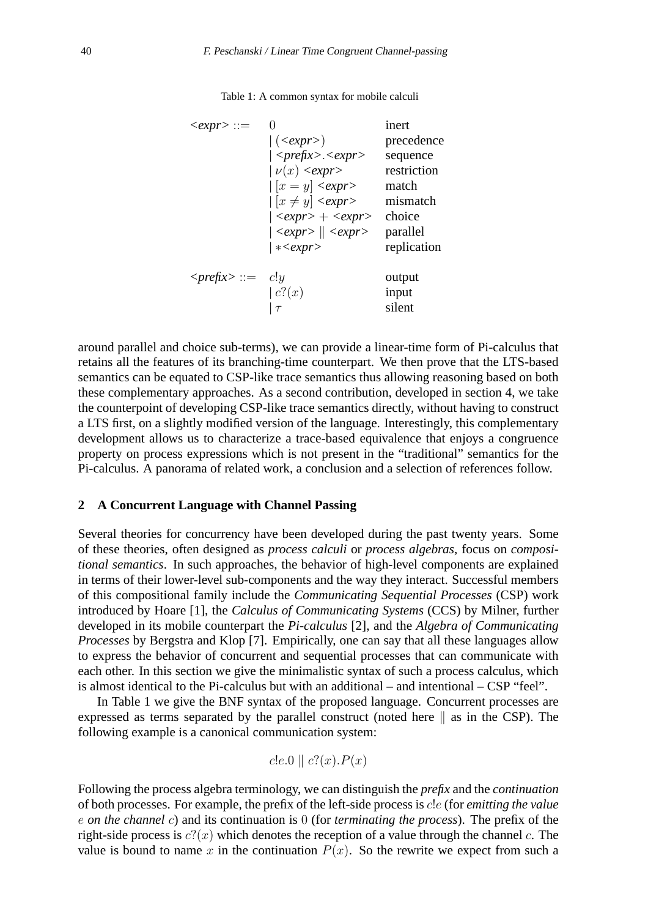Table 1: A common syntax for mobile calculi

| | | |
|---|---|---|
| <*expr*> ::= | $0$ | inert |
| | \| (<*expr*>) | precedence |
| | \| <*prefix*>.<*expr*> | sequence |
| | \| $\nu(x)$ <*expr*> | restriction |
| | \| $[x = y]$ <*expr*> | match |
| | \| $[x \neq y]$ <*expr*> | mismatch |
| | \| <*expr*> + <*expr*> | choice |
| | \| <*expr*> $\|$ <*expr*> | parallel |
| | \| $*$<*expr*> | replication |
| <*prefix*> ::= | $c!y$ | output |
| | \| $c?(x)$ | input |
| | \| $\tau$ | silent |

around parallel and choice sub-terms), we can provide a linear-time form of Pi-calculus that retains all the features of its branching-time counterpart. We then prove that the LTS-based semantics can be equated to CSP-like trace semantics thus allowing reasoning based on both these complementary approaches. As a second contribution, developed in section 4, we take the counterpoint of developing CSP-like trace semantics directly, without having to construct a LTS first, on a slightly modified version of the language. Interestingly, this complementary development allows us to characterize a trace-based equivalence that enjoys a congruence property on process expressions which is not present in the "traditional" semantics for the Pi-calculus. A panorama of related work, a conclusion and a selection of references follow.

## 2 A Concurrent Language with Channel Passing

Several theories for concurrency have been developed during the past twenty years. Some of these theories, often designed as *process calculi* or *process algebras*, focus on *compositional semantics*. In such approaches, the behavior of high-level components are explained in terms of their lower-level sub-components and the way they interact. Successful members of this compositional family include the *Communicating Sequential Processes* (CSP) work introduced by Hoare [1], the *Calculus of Communicating Systems* (CCS) by Milner, further developed in its mobile counterpart the *Pi-calculus* [2], and the *Algebra of Communicating Processes* by Bergstra and Klop [7]. Empirically, one can say that all these languages allow to express the behavior of concurrent and sequential processes that can communicate with each other. In this section we give the minimalistic syntax of such a process calculus, which is almost identical to the Pi-calculus but with an additional – and intentional – CSP "feel".

In Table 1 we give the BNF syntax of the proposed language. Concurrent processes are expressed as terms separated by the parallel construct (noted here $\|$ as in the CSP). The following example is a canonical communication system:

$$c!e.0 \parallel c?(x).P(x)$$

Following the process algebra terminology, we can distinguish the *prefix* and the *continuation* of both processes. For example, the prefix of the left-side process is $c!e$ (for *emitting the value* $e$ *on the channel* $c$) and its continuation is $0$ (for *terminating the process*). The prefix of the right-side process is $c?(x)$ which denotes the reception of a value through the channel $c$. The value is bound to name $x$ in the continuation $P(x)$. So the rewrite we expect from such a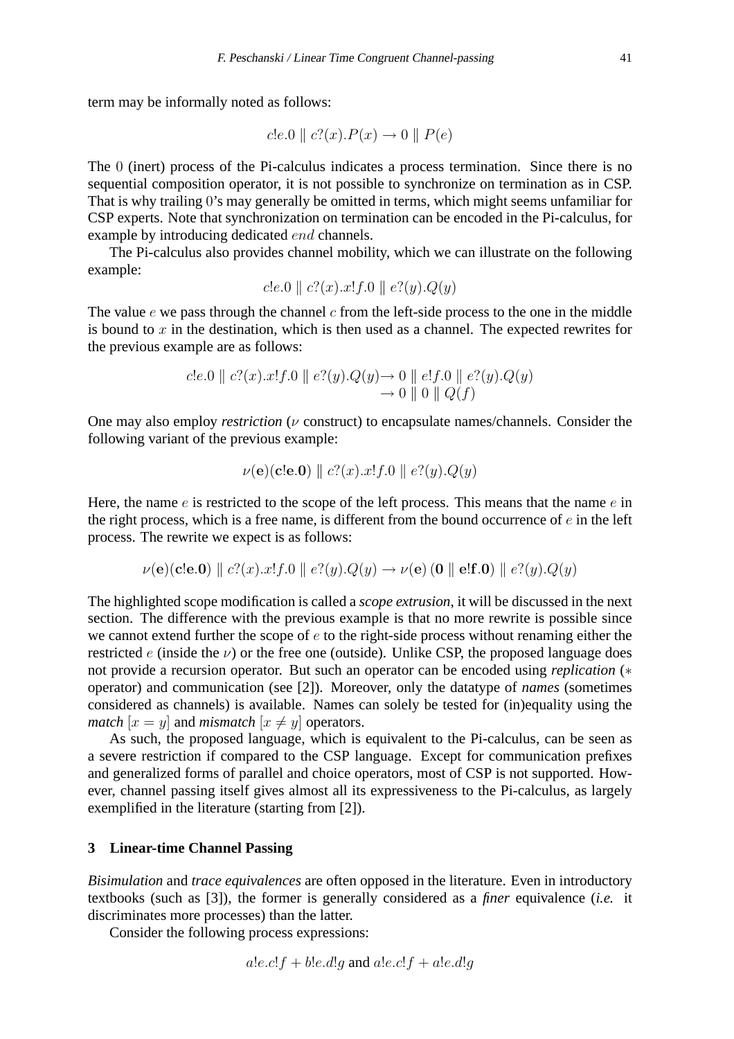term may be informally noted as follows:

$$c!e.0 \parallel c?(x).P(x) \rightarrow 0 \parallel P(e)$$

The $0$ (inert) process of the Pi-calculus indicates a process termination. Since there is no sequential composition operator, it is not possible to synchronize on termination as in CSP. That is why trailing $0$'s may generally be omitted in terms, which might seems unfamiliar for CSP experts. Note that synchronization on termination can be encoded in the Pi-calculus, for example by introducing dedicated $end$ channels.

The Pi-calculus also provides channel mobility, which we can illustrate on the following example:

$$c!e.0 \parallel c?(x).x!f.0 \parallel e?(y).Q(y)$$

The value $e$ we pass through the channel $c$ from the left-side process to the one in the middle is bound to $x$ in the destination, which is then used as a channel. The expected rewrites for the previous example are as follows:

$$\begin{aligned} c!e.0 \parallel c?(x).x!f.0 \parallel e?(y).Q(y) &\rightarrow 0 \parallel e!f.0 \parallel e?(y).Q(y) \\ &\rightarrow 0 \parallel 0 \parallel Q(f) \end{aligned}$$

One may also employ *restriction* ($\nu$ construct) to encapsulate names/channels. Consider the following variant of the previous example:

$$\nu(\mathbf{e})(\mathbf{c!e.0}) \parallel c?(x).x!f.0 \parallel e?(y).Q(y)$$

Here, the name $e$ is restricted to the scope of the left process. This means that the name $e$ in the right process, which is a free name, is different from the bound occurrence of $e$ in the left process. The rewrite we expect is as follows:

$$\nu(\mathbf{e})(\mathbf{c!e.0}) \parallel c?(x).x!f.0 \parallel e?(y).Q(y) \rightarrow \nu(\mathbf{e})\,(\mathbf{0} \parallel \mathbf{e!f.0}) \parallel e?(y).Q(y)$$

The highlighted scope modification is called a *scope extrusion*, it will be discussed in the next section. The difference with the previous example is that no more rewrite is possible since we cannot extend further the scope of $e$ to the right-side process without renaming either the restricted $e$ (inside the $\nu$) or the free one (outside). Unlike CSP, the proposed language does not provide a recursion operator. But such an operator can be encoded using *replication* ($*$ operator) and communication (see [2]). Moreover, only the datatype of *names* (sometimes considered as channels) is available. Names can solely be tested for (in)equality using the *match* $[x = y]$ and *mismatch* $[x \neq y]$ operators.

As such, the proposed language, which is equivalent to the Pi-calculus, can be seen as a severe restriction if compared to the CSP language. Except for communication prefixes and generalized forms of parallel and choice operators, most of CSP is not supported. However, channel passing itself gives almost all its expressiveness to the Pi-calculus, as largely exemplified in the literature (starting from [2]).

## 3 Linear-time Channel Passing

*Bisimulation* and *trace equivalences* are often opposed in the literature. Even in introductory textbooks (such as [3]), the former is generally considered as a *finer* equivalence (*i.e.* it discriminates more processes) than the latter.

Consider the following process expressions:

$$a!e.c!f + b!e.d!g \text{ and } a!e.c!f + a!e.d!g$$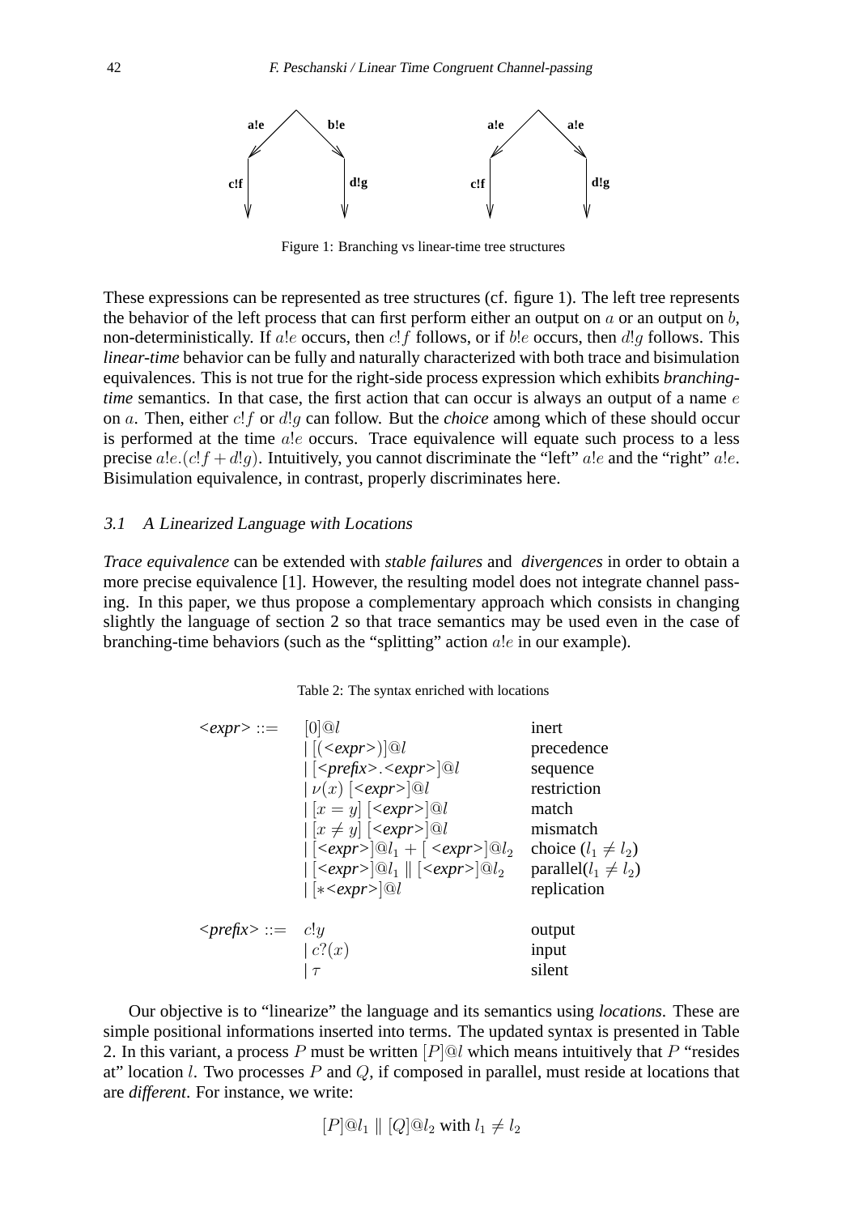Figure 1: Branching vs linear-time tree structures

These expressions can be represented as tree structures (cf. figure 1). The left tree represents the behavior of the left process that can first perform either an output on $a$ or an output on $b$, non-deterministically. If $a!e$ occurs, then $c!f$ follows, or if $b!e$ occurs, then $d!g$ follows. This *linear-time* behavior can be fully and naturally characterized with both trace and bisimulation equivalences. This is not true for the right-side process expression which exhibits *branching-time* semantics. In that case, the first action that can occur is always an output of a name $e$ on $a$. Then, either $c!f$ or $d!g$ can follow. But the *choice* among which of these should occur is performed at the time $a!e$ occurs. Trace equivalence will equate such process to a less precise $a!e.(c!f + d!g)$. Intuitively, you cannot discriminate the "left" $a!e$ and the "right" $a!e$. Bisimulation equivalence, in contrast, properly discriminates here.

### 3.1 A Linearized Language with Locations

*Trace equivalence* can be extended with *stable failures* and *divergences* in order to obtain a more precise equivalence [1]. However, the resulting model does not integrate channel passing. In this paper, we thus propose a complementary approach which consists in changing slightly the language of section 2 so that trace semantics may be used even in the case of branching-time behaviors (such as the "splitting" action $a!e$ in our example).

Table 2: The syntax enriched with locations

| | | |
|---|---|---|
| <*expr*> ::= | $[0]@l$ | inert |
| | $\mid [(<expr>)]@l$ | precedence |
| | $\mid [<prefix>.<expr>]@l$ | sequence |
| | $\mid \nu(x)\ [<expr>]@l$ | restriction |
| | $\mid [x = y]\ [<expr>]@l$ | match |
| | $\mid [x \neq y]\ [<expr>]@l$ | mismatch |
| | $\mid [<expr>]@l_1 + [\ <expr>]@l_2$ | choice ($l_1 \neq l_2$) |
| | $\mid [<expr>]@l_1 \parallel [<expr>]@l_2$ | parallel($l_1 \neq l_2$) |
| | $\mid [*<expr>]@l$ | replication |
| <*prefix*> ::= | $c!y$ | output |
| | $\mid c?(x)$ | input |
| | $\mid \tau$ | silent |

Our objective is to "linearize" the language and its semantics using *locations*. These are simple positional informations inserted into terms. The updated syntax is presented in Table 2. In this variant, a process $P$ must be written $[P]@l$ which means intuitively that $P$ "resides at" location $l$. Two processes $P$ and $Q$, if composed in parallel, must reside at locations that are *different*. For instance, we write:

$$[P]@l_1 \parallel [Q]@l_2 \text{ with } l_1 \neq l_2$$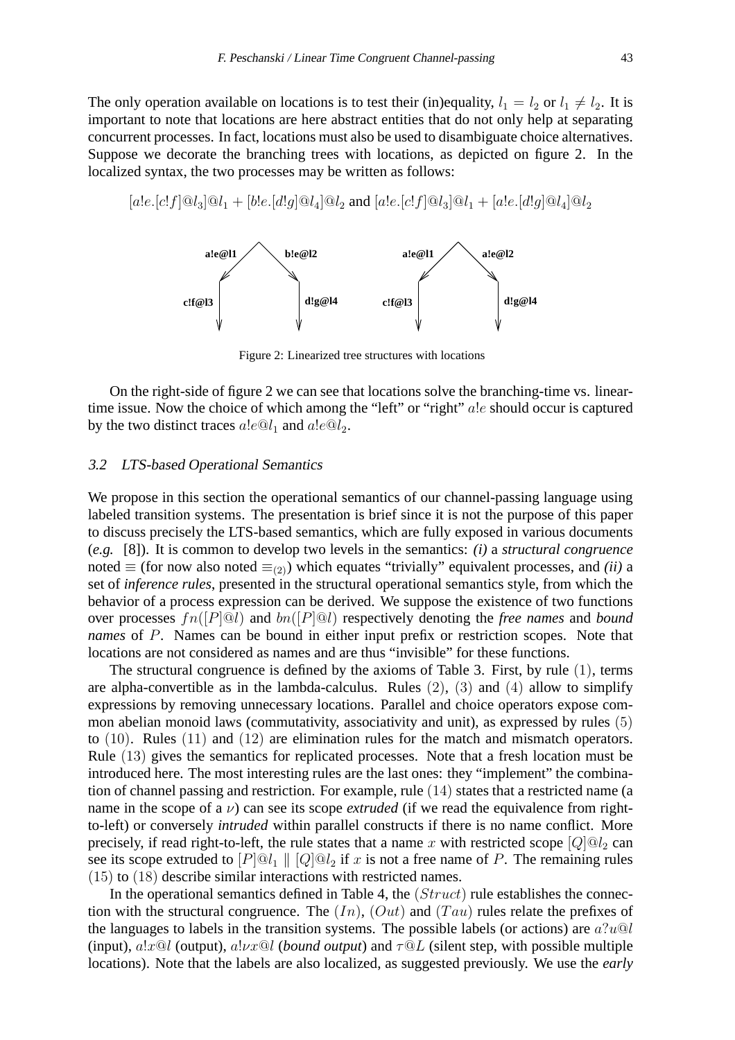The only operation available on locations is to test their (in)equality, $l_1 = l_2$ or $l_1 \neq l_2$. It is important to note that locations are here abstract entities that do not only help at separating concurrent processes. In fact, locations must also be used to disambiguate choice alternatives. Suppose we decorate the branching trees with locations, as depicted on figure 2. In the localized syntax, the two processes may be written as follows:

$$[a!e.[c!f]@l_3]@l_1 + [b!e.[d!g]@l_4]@l_2 \text{ and } [a!e.[c!f]@l_3]@l_1 + [a!e.[d!g]@l_4]@l_2$$

Figure 2: Linearized tree structures with locations

On the right-side of figure 2 we can see that locations solve the branching-time vs. linear-time issue. Now the choice of which among the "left" or "right" $a!e$ should occur is captured by the two distinct traces $a!e@l_1$ and $a!e@l_2$.

### 3.2 LTS-based Operational Semantics

We propose in this section the operational semantics of our channel-passing language using labeled transition systems. The presentation is brief since it is not the purpose of this paper to discuss precisely the LTS-based semantics, which are fully exposed in various documents (*e.g.* [8]). It is common to develop two levels in the semantics: *(i)* a *structural congruence* noted $\equiv$ (for now also noted $\equiv_{(2)}$) which equates "trivially" equivalent processes, and *(ii)* a set of *inference rules*, presented in the structural operational semantics style, from which the behavior of a process expression can be derived. We suppose the existence of two functions over processes $fn([P]@l)$ and $bn([P]@l)$ respectively denoting the *free names* and *bound names* of $P$. Names can be bound in either input prefix or restriction scopes. Note that locations are not considered as names and are thus "invisible" for these functions.

The structural congruence is defined by the axioms of Table 3. First, by rule $(1)$, terms are alpha-convertible as in the lambda-calculus. Rules $(2)$, $(3)$ and $(4)$ allow to simplify expressions by removing unnecessary locations. Parallel and choice operators expose common abelian monoid laws (commutativity, associativity and unit), as expressed by rules $(5)$ to $(10)$. Rules $(11)$ and $(12)$ are elimination rules for the match and mismatch operators. Rule $(13)$ gives the semantics for replicated processes. Note that a fresh location must be introduced here. The most interesting rules are the last ones: they "implement" the combination of channel passing and restriction. For example, rule $(14)$ states that a restricted name (a name in the scope of a $\nu$) can see its scope *extruded* (if we read the equivalence from right-to-left) or conversely *intruded* within parallel constructs if there is no name conflict. More precisely, if read right-to-left, the rule states that a name $x$ with restricted scope $[Q]@l_2$ can see its scope extruded to $[P]@l_1 \parallel [Q]@l_2$ if $x$ is not a free name of $P$. The remaining rules $(15)$ to $(18)$ describe similar interactions with restricted names.

In the operational semantics defined in Table 4, the $(Struct)$ rule establishes the connection with the structural congruence. The $(In)$, $(Out)$ and $(Tau)$ rules relate the prefixes of the languages to labels in the transition systems. The possible labels (or actions) are $a?u@l$ (input), $a!x@l$ (output), $a!\nu x@l$ (*bound output*) and $\tau@L$ (silent step, with possible multiple locations). Note that the labels are also localized, as suggested previously. We use the *early*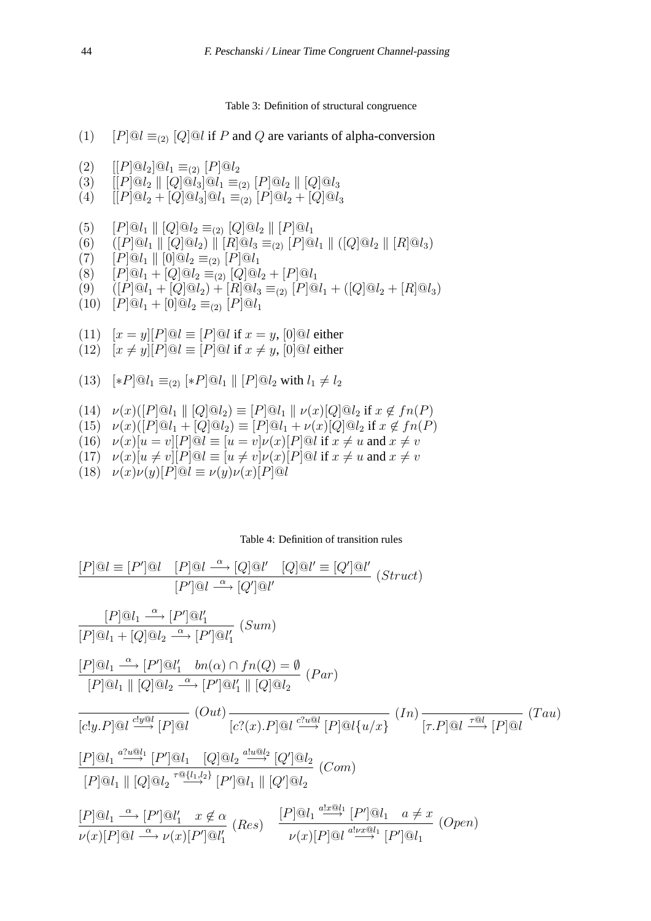Table 3: Definition of structural congruence

(1) $[P]@l \equiv_{(2)} [Q]@l$ if $P$ and $Q$ are variants of alpha-conversion

(2) $[[P]@l_2]@l_1 \equiv_{(2)} [P]@l_2$

(3) $[[P]@l_2 \parallel [Q]@l_3]@l_1 \equiv_{(2)} [P]@l_2 \parallel [Q]@l_3$

(4) $[[P]@l_2 + [Q]@l_3]@l_1 \equiv_{(2)} [P]@l_2 + [Q]@l_3$

(5) $[P]@l_1 \parallel [Q]@l_2 \equiv_{(2)} [Q]@l_2 \parallel [P]@l_1$

(6) $([P]@l_1 \parallel [Q]@l_2) \parallel [R]@l_3 \equiv_{(2)} [P]@l_1 \parallel ([Q]@l_2 \parallel [R]@l_3)$

(7) $[P]@l_1 \parallel [0]@l_2 \equiv_{(2)} [P]@l_1$

(8) $[P]@l_1 + [Q]@l_2 \equiv_{(2)} [Q]@l_2 + [P]@l_1$

(9) $([P]@l_1 + [Q]@l_2) + [R]@l_3 \equiv_{(2)} [P]@l_1 + ([Q]@l_2 + [R]@l_3)$

(10) $[P]@l_1 + [0]@l_2 \equiv_{(2)} [P]@l_1$

(11) $[x = y][P]@l \equiv [P]@l$ if $x = y$, $[0]@l$ either

(12) $[x \neq y][P]@l \equiv [P]@l$ if $x \neq y$, $[0]@l$ either

(13) $[*P]@l_1 \equiv_{(2)} [*P]@l_1 \parallel [P]@l_2$ with $l_1 \neq l_2$

(14) $\nu(x)([P]@l_1 \parallel [Q]@l_2) \equiv [P]@l_1 \parallel \nu(x)[Q]@l_2$ if $x \notin fn(P)$

(15) $\nu(x)([P]@l_1 + [Q]@l_2) \equiv [P]@l_1 + \nu(x)[Q]@l_2$ if $x \notin fn(P)$

(16) $\nu(x)[u = v][P]@l \equiv [u = v]\nu(x)[P]@l$ if $x \neq u$ and $x \neq v$

(17) $\nu(x)[u \neq v][P]@l \equiv [u \neq v]\nu(x)[P]@l$ if $x \neq u$ and $x \neq v$

(18) $\nu(x)\nu(y)[P]@l \equiv \nu(y)\nu(x)[P]@l$

Table 4: Definition of transition rules

$$\frac{[P]@l \equiv [P']@l \quad [P]@l \xrightarrow{\alpha} [Q]@l' \quad [Q]@l' \equiv [Q']@l'}{[P']@l \xrightarrow{\alpha} [Q']@l'} \ (Struct)$$

$$\frac{[P]@l_1 \xrightarrow{\alpha} [P']@l_1'}{[P]@l_1 + [Q]@l_2 \xrightarrow{\alpha} [P']@l_1'} \ (Sum)$$

$$\frac{[P]@l_1 \xrightarrow{\alpha} [P']@l_1' \quad bn(\alpha) \cap fn(Q) = \emptyset}{[P]@l_1 \parallel [Q]@l_2 \xrightarrow{\alpha} [P']@l_1' \parallel [Q]@l_2} \ (Par)$$

$$\frac{}{[c!y.P]@l \xrightarrow{c!y@l} [P]@l} \ (Out) \qquad \frac{}{[c?(x).P]@l \xrightarrow{c?u@l} [P]@l\{u/x\}} \ (In) \qquad \frac{}{[\tau.P]@l \xrightarrow{\tau@l} [P]@l} \ (Tau)$$

$$\frac{[P]@l_1 \xrightarrow{a?u@l_1} [P']@l_1 \quad [Q]@l_2 \xrightarrow{a!u@l_2} [Q']@l_2}{[P]@l_1 \parallel [Q]@l_2 \xrightarrow{\tau@\{l_1,l_2\}} [P']@l_1 \parallel [Q']@l_2} \ (Com)$$

$$\frac{[P]@l_1 \xrightarrow{\alpha} [P']@l_1' \quad x \notin \alpha}{\nu(x)[P]@l \xrightarrow{\alpha} \nu(x)[P']@l_1'} \ (Res) \qquad \frac{[P]@l_1 \xrightarrow{a!x@l_1} [P']@l_1 \quad a \neq x}{\nu(x)[P]@l \xrightarrow{a!\nu x@l_1} [P']@l_1} \ (Open)$$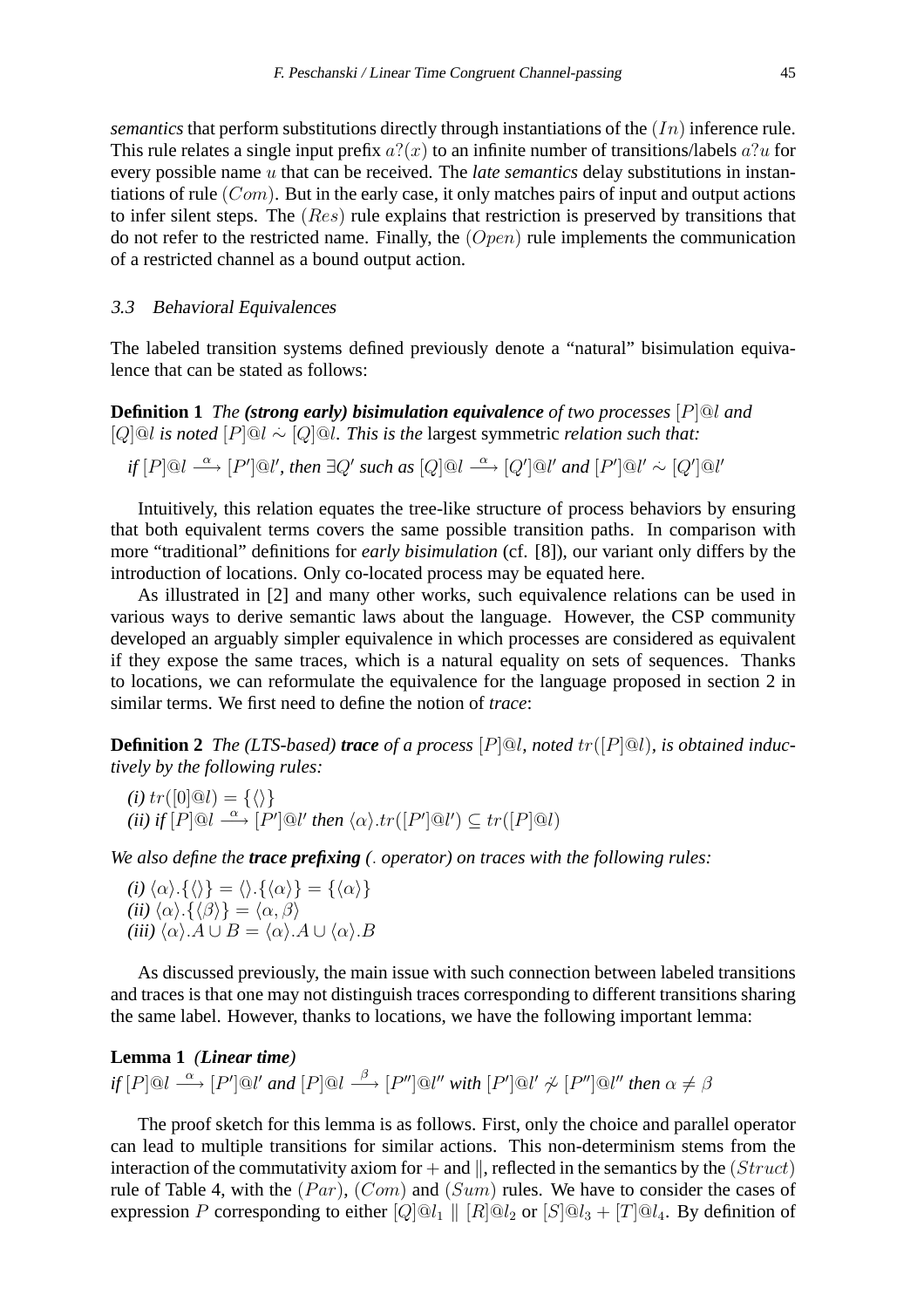*semantics* that perform substitutions directly through instantiations of the $(In)$ inference rule. This rule relates a single input prefix $a?(x)$ to an infinite number of transitions/labels $a?u$ for every possible name $u$ that can be received. The *late semantics* delay substitutions in instantiations of rule $(Com)$. But in the early case, it only matches pairs of input and output actions to infer silent steps. The $(Res)$ rule explains that restriction is preserved by transitions that do not refer to the restricted name. Finally, the $(Open)$ rule implements the communication of a restricted channel as a bound output action.

### 3.3 Behavioral Equivalences

The labeled transition systems defined previously denote a "natural" bisimulation equivalence that can be stated as follows:

**Definition 1** *The **(strong early) bisimulation equivalence** of two processes $[P]@l$ and $[Q]@l$ is noted $[P]@l \dot{\sim} [Q]@l$. This is the* largest symmetric *relation such that:*

*if $[P]@l \xrightarrow{\alpha} [P']@l'$, then $\exists Q'$ such as $[Q]@l \xrightarrow{\alpha} [Q']@l'$ and $[P']@l' \dot{\sim} [Q']@l'$*

Intuitively, this relation equates the tree-like structure of process behaviors by ensuring that both equivalent terms covers the same possible transition paths. In comparison with more "traditional" definitions for *early bisimulation* (cf. [8]), our variant only differs by the introduction of locations. Only co-located process may be equated here.

As illustrated in [2] and many other works, such equivalence relations can be used in various ways to derive semantic laws about the language. However, the CSP community developed an arguably simpler equivalence in which processes are considered as equivalent if they expose the same traces, which is a natural equality on sets of sequences. Thanks to locations, we can reformulate the equivalence for the language proposed in section 2 in similar terms. We first need to define the notion of *trace*:

**Definition 2** *The (LTS-based) **trace** of a process $[P]@l$, noted $tr([P]@l)$, is obtained inductively by the following rules:*

*(i)* $tr([0]@l) = \{\langle\rangle\}$
*(ii) if* $[P]@l \xrightarrow{\alpha} [P']@l'$ *then* $\langle\alpha\rangle.tr([P']@l') \subseteq tr([P]@l)$

*We also define the **trace prefixing** (. operator) on traces with the following rules:*

*(i)* $\langle\alpha\rangle.\{\langle\rangle\} = \langle\rangle.\{\langle\alpha\rangle\} = \{\langle\alpha\rangle\}$
*(ii)* $\langle\alpha\rangle.\{\langle\beta\rangle\} = \langle\alpha,\beta\rangle$
*(iii)* $\langle\alpha\rangle.A \cup B = \langle\alpha\rangle.A \cup \langle\alpha\rangle.B$

As discussed previously, the main issue with such connection between labeled transitions and traces is that one may not distinguish traces corresponding to different transitions sharing the same label. However, thanks to locations, we have the following important lemma:

**Lemma 1** ***(Linear time)***
*if $[P]@l \xrightarrow{\alpha} [P']@l'$ and $[P]@l \xrightarrow{\beta} [P'']@l''$ with $[P']@l' \not\dot{\sim} [P'']@l''$ then $\alpha \neq \beta$*

The proof sketch for this lemma is as follows. First, only the choice and parallel operator can lead to multiple transitions for similar actions. This non-determinism stems from the interaction of the commutativity axiom for $+$ and $\|$, reflected in the semantics by the $(Struct)$ rule of Table 4, with the $(Par)$, $(Com)$ and $(Sum)$ rules. We have to consider the cases of expression $P$ corresponding to either $[Q]@l_1 \parallel [R]@l_2$ or $[S]@l_3 + [T]@l_4$. By definition of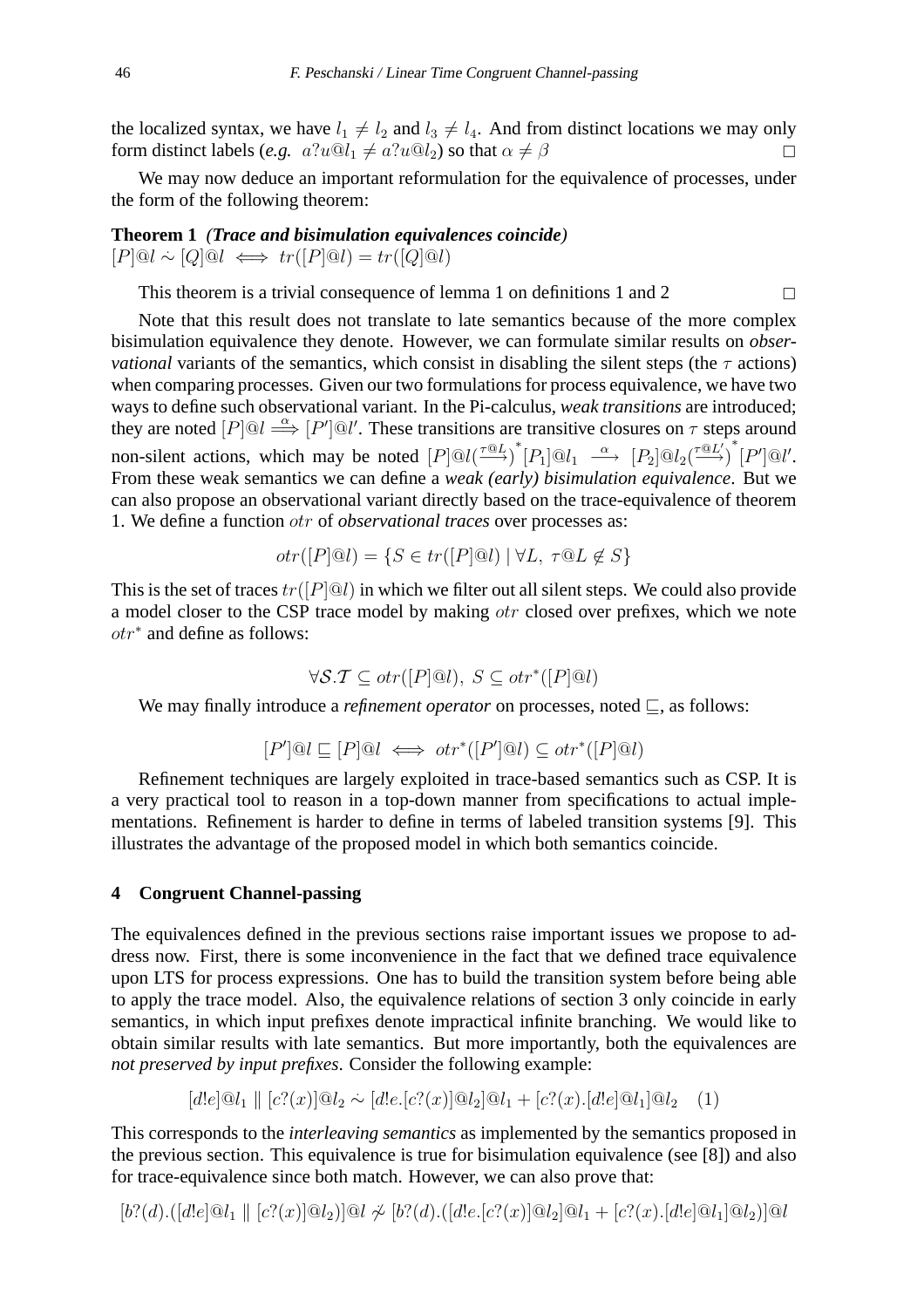the localized syntax, we have $l_1 \neq l_2$ and $l_3 \neq l_4$. And from distinct locations we may only form distinct labels (*e.g.* $a?u@l_1 \neq a?u@l_2$) so that $\alpha \neq \beta$ $\square$

We may now deduce an important reformulation for the equivalence of processes, under the form of the following theorem:

**Theorem 1** ***(Trace and bisimulation equivalences coincide)***
$[P]@l \dot{\sim} [Q]@l \iff tr([P]@l) = tr([Q]@l)$

This theorem is a trivial consequence of lemma 1 on definitions 1 and 2 $\square$

Note that this result does not translate to late semantics because of the more complex bisimulation equivalence they denote. However, we can formulate similar results on *observational* variants of the semantics, which consist in disabling the silent steps (the $\tau$ actions) when comparing processes. Given our two formulations for process equivalence, we have two ways to define such observational variant. In the Pi-calculus, *weak transitions* are introduced; they are noted $[P]@l \stackrel{\alpha}{\Longrightarrow} [P']@l'$. These transitions are transitive closures on $\tau$ steps around non-silent actions, which may be noted $[P]@l(\xrightarrow{\tau @ L})^{*}[P_1]@l_1 \xrightarrow{\alpha} [P_2]@l_2(\xrightarrow{\tau @ L'})^{*}[P']@l'$. From these weak semantics we can define a *weak (early) bisimulation equivalence*. But we can also propose an observational variant directly based on the trace-equivalence of theorem 1. We define a function $otr$ of *observational traces* over processes as:

$$otr([P]@l) = \{S \in tr([P]@l) \mid \forall L,\ \tau@L \notin S\}$$

This is the set of traces $tr([P]@l)$ in which we filter out all silent steps. We could also provide a model closer to the CSP trace model by making $otr$ closed over prefixes, which we note $otr^{*}$ and define as follows:

$$\forall \mathcal{S}.\mathcal{T} \subseteq otr([P]@l),\ S \subseteq otr^{*}([P]@l)$$

We may finally introduce a *refinement operator* on processes, noted $\sqsubseteq$, as follows:

$$[P']@l \sqsubseteq [P]@l \iff otr^{*}([P']@l) \subseteq otr^{*}([P]@l)$$

Refinement techniques are largely exploited in trace-based semantics such as CSP. It is a very practical tool to reason in a top-down manner from specifications to actual implementations. Refinement is harder to define in terms of labeled transition systems [9]. This illustrates the advantage of the proposed model in which both semantics coincide.

## 4 Congruent Channel-passing

The equivalences defined in the previous sections raise important issues we propose to address now. First, there is some inconvenience in the fact that we defined trace equivalence upon LTS for process expressions. One has to build the transition system before being able to apply the trace model. Also, the equivalence relations of section 3 only coincide in early semantics, in which input prefixes denote impractical infinite branching. We would like to obtain similar results with late semantics. But more importantly, both the equivalences are *not preserved by input prefixes*. Consider the following example:

$$[d!e]@l_1 \parallel [c?(x)]@l_2 \dot{\sim} [d!e.[c?(x)]@l_2]@l_1 + [c?(x).[d!e]@l_1]@l_2 \quad (1)$$

This corresponds to the *interleaving semantics* as implemented by the semantics proposed in the previous section. This equivalence is true for bisimulation equivalence (see [8]) and also for trace-equivalence since both match. However, we can also prove that:

$$[b?(d).([d!e]@l_1 \parallel [c?(x)]@l_2)]@l \not\dot{\sim} [b?(d).([d!e.[c?(x)]@l_2]@l_1 + [c?(x).[d!e]@l_1]@l_2)]@l$$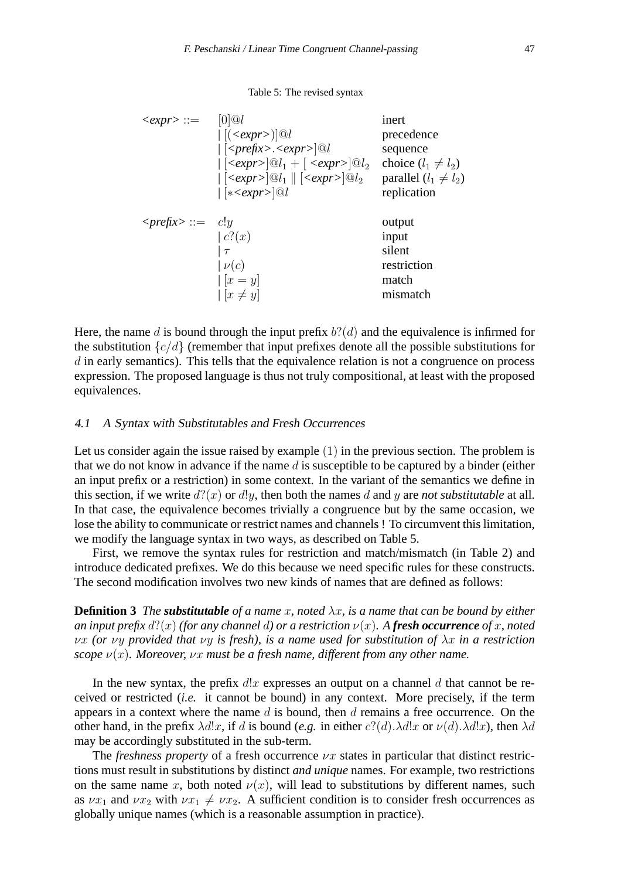Table 5: The revised syntax

| | | |
|---|---|---|
| *<expr>* ::= | $[0]@l$ | inert |
| | $\mid [(<expr>)]@l$ | precedence |
| | $\mid [<prefix>.<expr>]@l$ | sequence |
| | $\mid [<expr>]@l_1 + [\ <expr>]@l_2$ | choice ($l_1 \neq l_2$) |
| | $\mid [<expr>]@l_1 \parallel [<expr>]@l_2$ | parallel ($l_1 \neq l_2$) |
| | $\mid [*<expr>]@l$ | replication |
| *<prefix>* ::= | $c!y$ | output |
| | $\mid c?(x)$ | input |
| | $\mid \tau$ | silent |
| | $\mid \nu(c)$ | restriction |
| | $\mid [x = y]$ | match |
| | $\mid [x \neq y]$ | mismatch |

Here, the name $d$ is bound through the input prefix $b?(d)$ and the equivalence is infirmed for the substitution $\{c/d\}$ (remember that input prefixes denote all the possible substitutions for $d$ in early semantics). This tells that the equivalence relation is not a congruence on process expression. The proposed language is thus not truly compositional, at least with the proposed equivalences.

### 4.1 A Syntax with Substitutables and Fresh Occurrences

Let us consider again the issue raised by example $(1)$ in the previous section. The problem is that we do not know in advance if the name $d$ is susceptible to be captured by a binder (either an input prefix or a restriction) in some context. In the variant of the semantics we define in this section, if we write $d?(x)$ or $d!y$, then both the names $d$ and $y$ are *not substitutable* at all. In that case, the equivalence becomes trivially a congruence but by the same occasion, we lose the ability to communicate or restrict names and channels ! To circumvent this limitation, we modify the language syntax in two ways, as described on Table 5.

First, we remove the syntax rules for restriction and match/mismatch (in Table 2) and introduce dedicated prefixes. We do this because we need specific rules for these constructs. The second modification involves two new kinds of names that are defined as follows:

**Definition 3** *The **substitutable** of a name $x$, noted $\lambda x$, is a name that can be bound by either an input prefix $d?(x)$ (for any channel $d$) or a restriction $\nu(x)$. A **fresh occurrence** of $x$, noted $\nu x$ (or $\nu y$ provided that $\nu y$ is fresh), is a name used for substitution of $\lambda x$ in a restriction scope $\nu(x)$. Moreover, $\nu x$ must be a fresh name, different from any other name.*

In the new syntax, the prefix $d!x$ expresses an output on a channel $d$ that cannot be received or restricted (*i.e.* it cannot be bound) in any context. More precisely, if the term appears in a context where the name $d$ is bound, then $d$ remains a free occurrence. On the other hand, in the prefix $\lambda d!x$, if $d$ is bound (*e.g.* in either $c?(d).\lambda d!x$ or $\nu(d).\lambda d!x$), then $\lambda d$ may be accordingly substituted in the sub-term.

The *freshness property* of a fresh occurrence $\nu x$ states in particular that distinct restrictions must result in substitutions by distinct *and unique* names. For example, two restrictions on the same name $x$, both noted $\nu(x)$, will lead to substitutions by different names, such as $\nu x_1$ and $\nu x_2$ with $\nu x_1 \neq \nu x_2$. A sufficient condition is to consider fresh occurrences as globally unique names (which is a reasonable assumption in practice).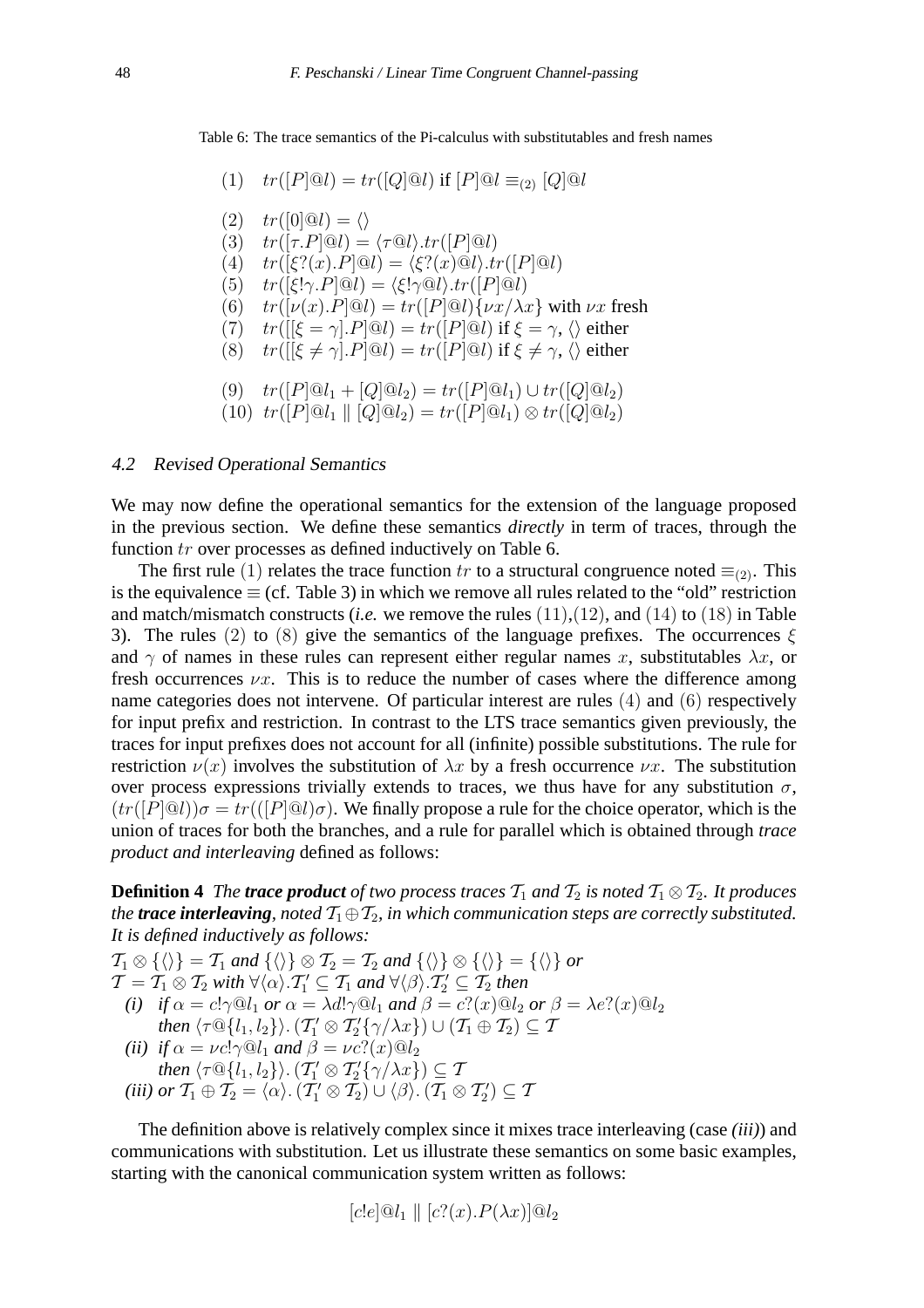Table 6: The trace semantics of the Pi-calculus with substitutables and fresh names

$$
\begin{array}{ll}
(1) & tr([P]@l) = tr([Q]@l) \text{ if } [P]@l \equiv_{(2)} [Q]@l \\
 & \\
(2) & tr([0]@l) = \langle\rangle \\
(3) & tr([\tau.P]@l) = \langle \tau@l \rangle.tr([P]@l) \\
(4) & tr([\xi?(x).P]@l) = \langle \xi?(x)@l \rangle.tr([P]@l) \\
(5) & tr([\xi!\gamma.P]@l) = \langle \xi!\gamma@l \rangle.tr([P]@l) \\
(6) & tr([\nu(x).P]@l) = tr([P]@l)\{\nu x/\lambda x\} \text{ with } \nu x \text{ fresh} \\
(7) & tr([[\xi = \gamma].P]@l) = tr([P]@l) \text{ if } \xi = \gamma, \langle\rangle \text{ either} \\
(8) & tr([[\xi \neq \gamma].P]@l) = tr([P]@l) \text{ if } \xi \neq \gamma, \langle\rangle \text{ either} \\
 & \\
(9) & tr([P]@l_1 + [Q]@l_2) = tr([P]@l_1) \cup tr([Q]@l_2) \\
(10) & tr([P]@l_1 \parallel [Q]@l_2) = tr([P]@l_1) \otimes tr([Q]@l_2)
\end{array}
$$

### 4.2 Revised Operational Semantics

We may now define the operational semantics for the extension of the language proposed in the previous section. We define these semantics *directly* in term of traces, through the function $tr$ over processes as defined inductively on Table 6.

The first rule $(1)$ relates the trace function $tr$ to a structural congruence noted $\equiv_{(2)}$. This is the equivalence $\equiv$ (cf. Table 3) in which we remove all rules related to the "old" restriction and match/mismatch constructs (*i.e.* we remove the rules $(11)$,$(12)$, and $(14)$ to $(18)$ in Table 3). The rules $(2)$ to $(8)$ give the semantics of the language prefixes. The occurrences $\xi$ and $\gamma$ of names in these rules can represent either regular names $x$, substitutables $\lambda x$, or fresh occurrences $\nu x$. This is to reduce the number of cases where the difference among name categories does not intervene. Of particular interest are rules $(4)$ and $(6)$ respectively for input prefix and restriction. In contrast to the LTS trace semantics given previously, the traces for input prefixes does not account for all (infinite) possible substitutions. The rule for restriction $\nu(x)$ involves the substitution of $\lambda x$ by a fresh occurrence $\nu x$. The substitution over process expressions trivially extends to traces, we thus have for any substitution $\sigma$, $(tr([P]@l))\sigma = tr(([P]@l)\sigma)$. We finally propose a rule for the choice operator, which is the union of traces for both the branches, and a rule for parallel which is obtained through *trace product and interleaving* defined as follows:

**Definition 4** *The **trace product** of two process traces $\mathcal{T}_1$ and $\mathcal{T}_2$ is noted $\mathcal{T}_1 \otimes \mathcal{T}_2$. It produces the **trace interleaving**, noted $\mathcal{T}_1 \oplus \mathcal{T}_2$, in which communication steps are correctly substituted. It is defined inductively as follows:*

*$\mathcal{T}_1 \otimes \{\langle\rangle\} = \mathcal{T}_1$ and $\{\langle\rangle\} \otimes \mathcal{T}_2 = \mathcal{T}_2$ and $\{\langle\rangle\} \otimes \{\langle\rangle\} = \{\langle\rangle\}$ or*
*$\mathcal{T} = \mathcal{T}_1 \otimes \mathcal{T}_2$ with $\forall \langle\alpha\rangle.\mathcal{T}_1' \subseteq \mathcal{T}_1$ and $\forall\langle\beta\rangle.\mathcal{T}_2' \subseteq \mathcal{T}_2$ then*

- *(i) if $\alpha = c!\gamma@l_1$ or $\alpha = \lambda d!\gamma@l_1$ and $\beta = c?(x)@l_2$ or $\beta = \lambda e?(x)@l_2$ then $\langle \tau@\{l_1, l_2\}\rangle.(\mathcal{T}_1' \otimes \mathcal{T}_2'\{\gamma/\lambda x\}) \cup (\mathcal{T}_1 \oplus \mathcal{T}_2) \subseteq \mathcal{T}$*
- *(ii) if $\alpha = \nu c!\gamma@l_1$ and $\beta = \nu c?(x)@l_2$ then $\langle \tau@\{l_1, l_2\}\rangle.(\mathcal{T}_1' \otimes \mathcal{T}_2'\{\gamma/\lambda x\}) \subseteq \mathcal{T}$*
- *(iii) or $\mathcal{T}_1 \oplus \mathcal{T}_2 = \langle\alpha\rangle.(\mathcal{T}_1' \otimes \mathcal{T}_2) \cup \langle\beta\rangle.(\mathcal{T}_1 \otimes \mathcal{T}_2')\subseteq \mathcal{T}$*

The definition above is relatively complex since it mixes trace interleaving (case *(iii)*) and communications with substitution. Let us illustrate these semantics on some basic examples, starting with the canonical communication system written as follows:

$$[c!e]@l_1 \parallel [c?(x).P(\lambda x)]@l_2$$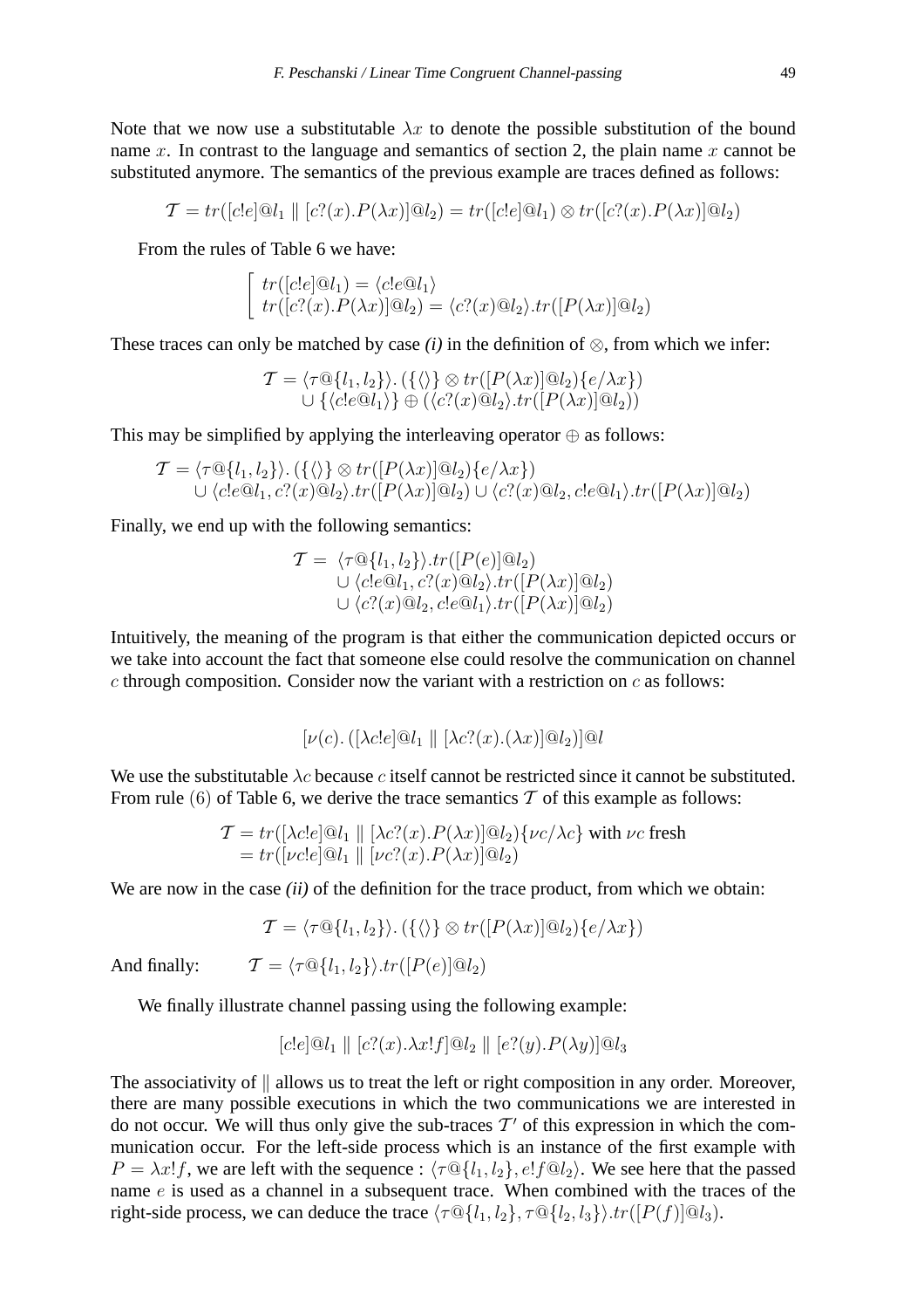Note that we now use a substitutable $\lambda x$ to denote the possible substitution of the bound name $x$. In contrast to the language and semantics of section 2, the plain name $x$ cannot be substituted anymore. The semantics of the previous example are traces defined as follows:

$$\mathcal{T} = tr([c!e]@l_1 \parallel [c?(x).P(\lambda x)]@l_2) = tr([c!e]@l_1) \otimes tr([c?(x).P(\lambda x)]@l_2)$$

From the rules of Table 6 we have:

$$\left[\begin{array}{l} tr([c!e]@l_1) = \langle c!e@l_1 \rangle \\ tr([c?(x).P(\lambda x)]@l_2) = \langle c?(x)@l_2 \rangle . tr([P(\lambda x)]@l_2) \end{array}\right.$$

These traces can only be matched by case *(i)* in the definition of $\otimes$, from which we infer:

$$\begin{array}{c} \mathcal{T} = \langle \tau@\{l_1,l_2\}\rangle . \left(\{\langle\rangle\} \otimes tr([P(\lambda x)]@l_2)\{e/\lambda x\}\right) \\ \cup \left\{\langle c!e@l_1 \rangle\right\} \oplus \left(\langle c?(x)@l_2\rangle . tr([P(\lambda x)]@l_2)\right) \end{array}$$

This may be simplified by applying the interleaving operator $\oplus$ as follows:

$$\begin{array}{l} \mathcal{T} = \langle \tau@\{l_1,l_2\}\rangle . \left(\{\langle\rangle\} \otimes tr([P(\lambda x)]@l_2)\{e/\lambda x\}\right) \\ \quad \cup \langle c!e@l_1, c?(x)@l_2 \rangle . tr([P(\lambda x)]@l_2) \cup \langle c?(x)@l_2, c!e@l_1 \rangle . tr([P(\lambda x)]@l_2) \end{array}$$

Finally, we end up with the following semantics:

$$\begin{array}{rl} \mathcal{T} = & \langle \tau@\{l_1,l_2\}\rangle . tr([P(e)]@l_2) \\ & \cup \langle c!e@l_1, c?(x)@l_2 \rangle . tr([P(\lambda x)]@l_2) \\ & \cup \langle c?(x)@l_2, c!e@l_1 \rangle . tr([P(\lambda x)]@l_2) \end{array}$$

Intuitively, the meaning of the program is that either the communication depicted occurs or we take into account the fact that someone else could resolve the communication on channel $c$ through composition. Consider now the variant with a restriction on $c$ as follows:

$$[\nu(c).\left([\lambda c!e]@l_1 \parallel [\lambda c?(x).(\lambda x)]@l_2\right)]@l$$

We use the substitutable $\lambda c$ because $c$ itself cannot be restricted since it cannot be substituted. From rule $(6)$ of Table 6, we derive the trace semantics $\mathcal{T}$ of this example as follows:

$$\begin{array}{l} \mathcal{T} = tr([\lambda c!e]@l_1 \parallel [\lambda c?(x).P(\lambda x)]@l_2)\{\nu c/\lambda c\} \text{ with } \nu c \text{ fresh} \\ \quad = tr([\nu c!e]@l_1 \parallel [\nu c?(x).P(\lambda x)]@l_2) \end{array}$$

We are now in the case *(ii)* of the definition for the trace product, from which we obtain:

$$\mathcal{T} = \langle \tau@\{l_1,l_2\}\rangle . \left(\{\langle\rangle\} \otimes tr([P(\lambda x)]@l_2)\{e/\lambda x\}\right)$$

And finally: $\quad \mathcal{T} = \langle \tau@\{l_1,l_2\}\rangle . tr([P(e)]@l_2)$

We finally illustrate channel passing using the following example:

$$[c!e]@l_1 \parallel [c?(x).\lambda x!f]@l_2 \parallel [e?(y).P(\lambda y)]@l_3$$

The associativity of $\parallel$ allows us to treat the left or right composition in any order. Moreover, there are many possible executions in which the two communications we are interested in do not occur. We will thus only give the sub-traces $\mathcal{T}'$ of this expression in which the communication occur. For the left-side process which is an instance of the first example with $P = \lambda x!f$, we are left with the sequence : $\langle \tau@\{l_1,l_2\}, e!f@l_2\rangle$. We see here that the passed name $e$ is used as a channel in a subsequent trace. When combined with the traces of the right-side process, we can deduce the trace $\langle \tau@\{l_1,l_2\}, \tau@\{l_2,l_3\}\rangle . tr([P(f)]@l_3)$.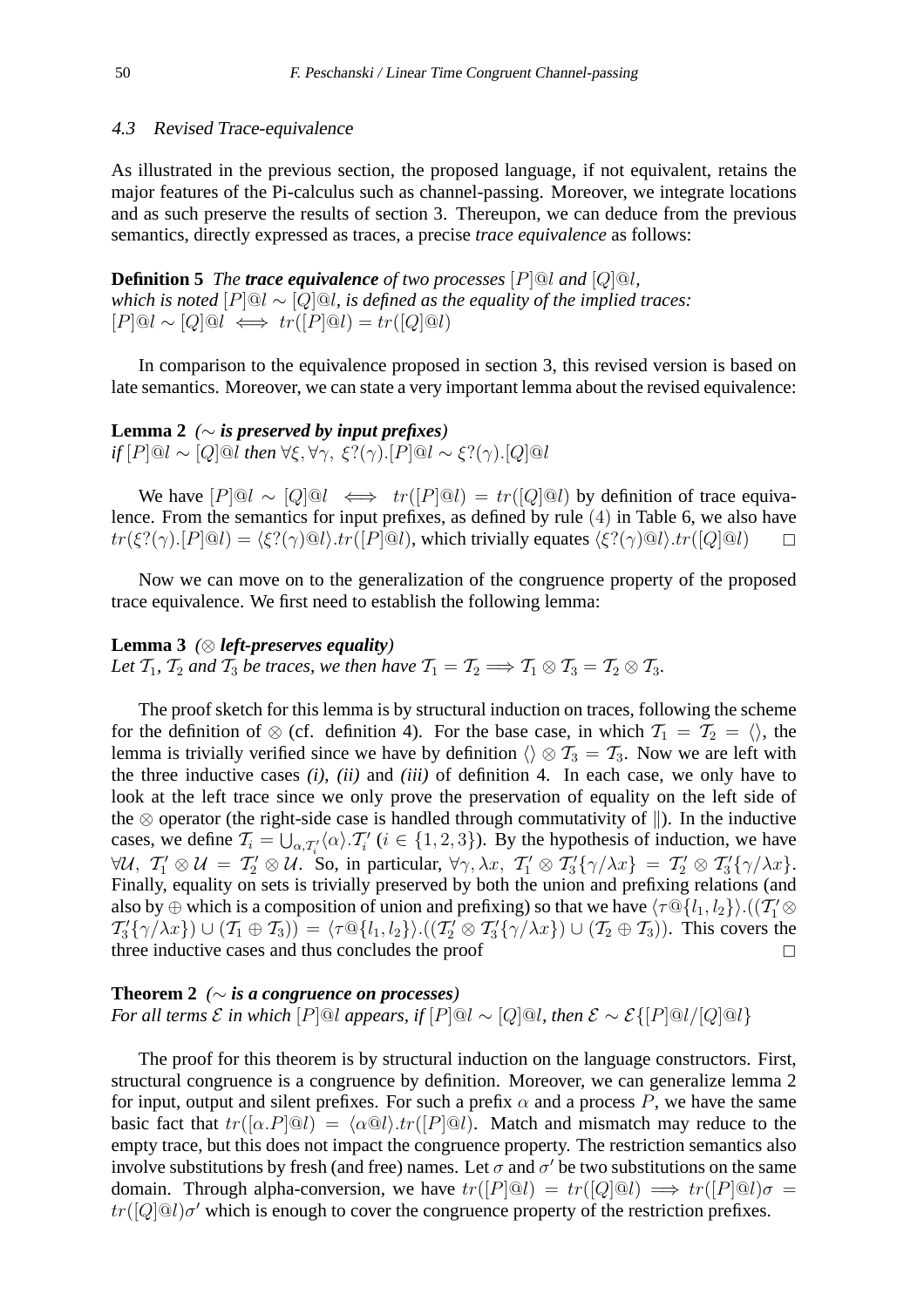### 4.3 Revised Trace-equivalence

As illustrated in the previous section, the proposed language, if not equivalent, retains the major features of the Pi-calculus such as channel-passing. Moreover, we integrate locations and as such preserve the results of section 3. Thereupon, we can deduce from the previous semantics, directly expressed as traces, a precise *trace equivalence* as follows:

**Definition 5** *The* ***trace equivalence*** *of two processes* $[P]@l$ *and* $[Q]@l$, *which is noted* $[P]@l \sim [Q]@l$, *is defined as the equality of the implied traces:* $[P]@l \sim [Q]@l \iff tr([P]@l) = tr([Q]@l)$

In comparison to the equivalence proposed in section 3, this revised version is based on late semantics. Moreover, we can state a very important lemma about the revised equivalence:

**Lemma 2** *(*$\sim$ ***is preserved by input prefixes****)*
*if* $[P]@l \sim [Q]@l$ *then* $\forall \xi, \forall \gamma,\ \xi?(\gamma).[P]@l \sim \xi?(\gamma).[Q]@l$

We have $[P]@l \sim [Q]@l \iff tr([P]@l) = tr([Q]@l)$ by definition of trace equivalence. From the semantics for input prefixes, as defined by rule $(4)$ in Table 6, we also have $tr(\xi?(\gamma).[P]@l) = \langle \xi?(\gamma)@l \rangle.tr([P]@l)$, which trivially equates $\langle \xi?(\gamma)@l \rangle.tr([Q]@l)$ $\square$

Now we can move on to the generalization of the congruence property of the proposed trace equivalence. We first need to establish the following lemma:

**Lemma 3** *(*$\otimes$ ***left-preserves equality****)*
*Let* $\mathcal{T}_1$, $\mathcal{T}_2$ *and* $\mathcal{T}_3$ *be traces, we then have* $\mathcal{T}_1 = \mathcal{T}_2 \Longrightarrow \mathcal{T}_1 \otimes \mathcal{T}_3 = \mathcal{T}_2 \otimes \mathcal{T}_3$.

The proof sketch for this lemma is by structural induction on traces, following the scheme for the definition of $\otimes$ (cf. definition 4). For the base case, in which $\mathcal{T}_1 = \mathcal{T}_2 = \langle\rangle$, the lemma is trivially verified since we have by definition $\langle\rangle \otimes \mathcal{T}_3 = \mathcal{T}_3$. Now we are left with the three inductive cases *(i)*, *(ii)* and *(iii)* of definition 4. In each case, we only have to look at the left trace since we only prove the preservation of equality on the left side of the $\otimes$ operator (the right-side case is handled through commutativity of $\|$). In the inductive cases, we define $\mathcal{T}_i = \bigcup_{\alpha,\mathcal{T}_i'} \langle \alpha \rangle.\mathcal{T}_i'$ ($i \in \{1,2,3\}$). By the hypothesis of induction, we have $\forall \mathcal{U},\ \mathcal{T}_1' \otimes \mathcal{U} = \mathcal{T}_2' \otimes \mathcal{U}$. So, in particular, $\forall \gamma, \lambda x,\ \mathcal{T}_1' \otimes \mathcal{T}_3'\{\gamma/\lambda x\} = \mathcal{T}_2' \otimes \mathcal{T}_3'\{\gamma/\lambda x\}$. Finally, equality on sets is trivially preserved by both the union and prefixing relations (and also by $\oplus$ which is a composition of union and prefixing) so that we have $\langle \tau@\{l_1,l_2\}\rangle.((\mathcal{T}_1' \otimes \mathcal{T}_3'\{\gamma/\lambda x\}) \cup (\mathcal{T}_1 \oplus \mathcal{T}_3)) = \langle \tau@\{l_1,l_2\}\rangle.((\mathcal{T}_2' \otimes \mathcal{T}_3'\{\gamma/\lambda x\}) \cup (\mathcal{T}_2 \oplus \mathcal{T}_3))$. This covers the three inductive cases and thus concludes the proof $\square$

**Theorem 2** *(*$\sim$ ***is a congruence on processes****)*
*For all terms* $\mathcal{E}$ *in which* $[P]@l$ *appears, if* $[P]@l \sim [Q]@l$, *then* $\mathcal{E} \sim \mathcal{E}\{[P]@l/[Q]@l\}$

The proof for this theorem is by structural induction on the language constructors. First, structural congruence is a congruence by definition. Moreover, we can generalize lemma 2 for input, output and silent prefixes. For such a prefix $\alpha$ and a process $P$, we have the same basic fact that $tr([\alpha.P]@l) = \langle \alpha@l \rangle.tr([P]@l)$. Match and mismatch may reduce to the empty trace, but this does not impact the congruence property. The restriction semantics also involve substitutions by fresh (and free) names. Let $\sigma$ and $\sigma'$ be two substitutions on the same domain. Through alpha-conversion, we have $tr([P]@l) = tr([Q]@l) \implies tr([P]@l)\sigma = tr([Q]@l)\sigma'$ which is enough to cover the congruence property of the restriction prefixes.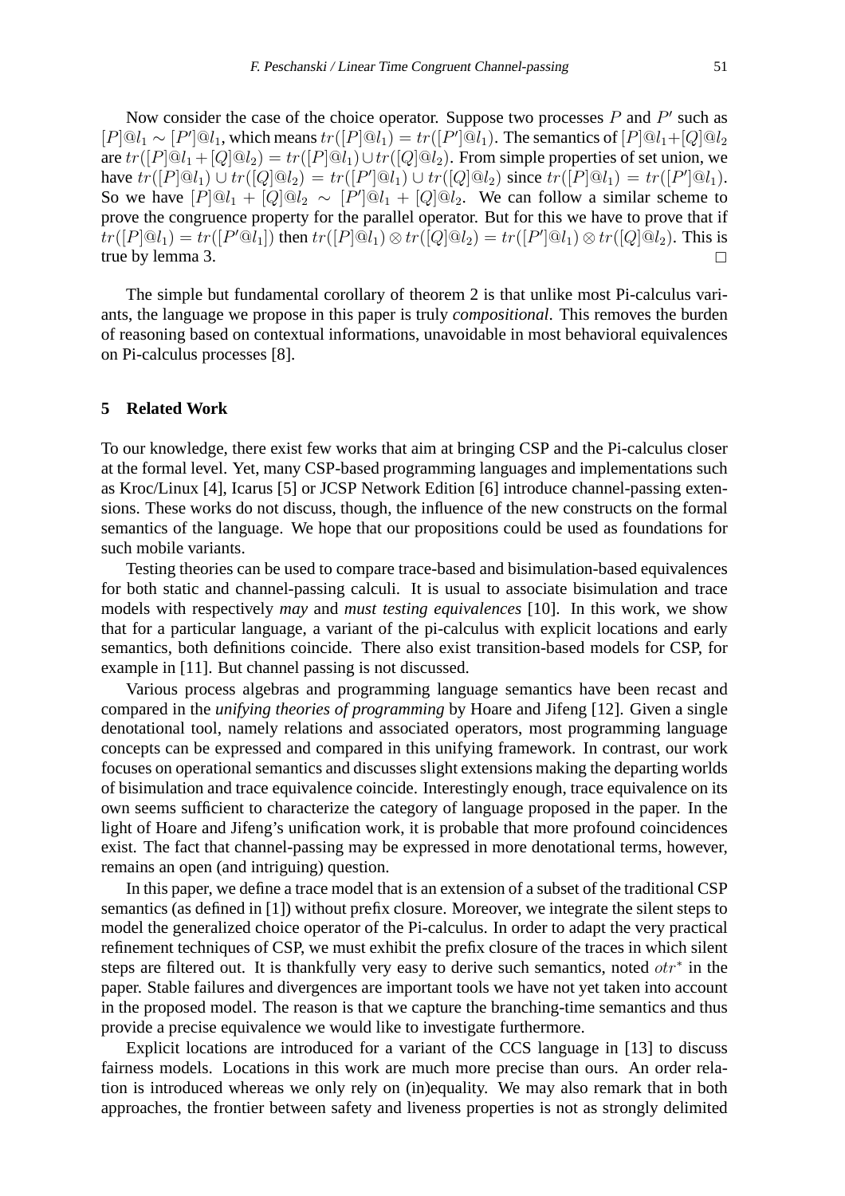Now consider the case of the choice operator. Suppose two processes $P$ and $P'$ such as $[P]@l_1 \sim [P']@l_1$, which means $tr([P]@l_1) = tr([P']@l_1)$. The semantics of $[P]@l_1 + [Q]@l_2$ are $tr([P]@l_1 + [Q]@l_2) = tr([P]@l_1) \cup tr([Q]@l_2)$. From simple properties of set union, we have $tr([P]@l_1) \cup tr([Q]@l_2) = tr([P']@l_1) \cup tr([Q]@l_2)$ since $tr([P]@l_1) = tr([P']@l_1)$. So we have $[P]@l_1 + [Q]@l_2 \sim [P']@l_1 + [Q]@l_2$. We can follow a similar scheme to prove the congruence property for the parallel operator. But for this we have to prove that if $tr([P]@l_1) = tr([P'@l_1])$ then $tr([P]@l_1) \otimes tr([Q]@l_2) = tr([P']@l_1) \otimes tr([Q]@l_2)$. This is true by lemma 3. $\square$

The simple but fundamental corollary of theorem 2 is that unlike most Pi-calculus variants, the language we propose in this paper is truly *compositional*. This removes the burden of reasoning based on contextual informations, unavoidable in most behavioral equivalences on Pi-calculus processes [8].

## 5 Related Work

To our knowledge, there exist few works that aim at bringing CSP and the Pi-calculus closer at the formal level. Yet, many CSP-based programming languages and implementations such as Kroc/Linux [4], Icarus [5] or JCSP Network Edition [6] introduce channel-passing extensions. These works do not discuss, though, the influence of the new constructs on the formal semantics of the language. We hope that our propositions could be used as foundations for such mobile variants.

Testing theories can be used to compare trace-based and bisimulation-based equivalences for both static and channel-passing calculi. It is usual to associate bisimulation and trace models with respectively *may* and *must testing equivalences* [10]. In this work, we show that for a particular language, a variant of the pi-calculus with explicit locations and early semantics, both definitions coincide. There also exist transition-based models for CSP, for example in [11]. But channel passing is not discussed.

Various process algebras and programming language semantics have been recast and compared in the *unifying theories of programming* by Hoare and Jifeng [12]. Given a single denotational tool, namely relations and associated operators, most programming language concepts can be expressed and compared in this unifying framework. In contrast, our work focuses on operational semantics and discusses slight extensions making the departing worlds of bisimulation and trace equivalence coincide. Interestingly enough, trace equivalence on its own seems sufficient to characterize the category of language proposed in the paper. In the light of Hoare and Jifeng's unification work, it is probable that more profound coincidences exist. The fact that channel-passing may be expressed in more denotational terms, however, remains an open (and intriguing) question.

In this paper, we define a trace model that is an extension of a subset of the traditional CSP semantics (as defined in [1]) without prefix closure. Moreover, we integrate the silent steps to model the generalized choice operator of the Pi-calculus. In order to adapt the very practical refinement techniques of CSP, we must exhibit the prefix closure of the traces in which silent steps are filtered out. It is thankfully very easy to derive such semantics, noted $otr^*$ in the paper. Stable failures and divergences are important tools we have not yet taken into account in the proposed model. The reason is that we capture the branching-time semantics and thus provide a precise equivalence we would like to investigate furthermore.

Explicit locations are introduced for a variant of the CCS language in [13] to discuss fairness models. Locations in this work are much more precise than ours. An order relation is introduced whereas we only rely on (in)equality. We may also remark that in both approaches, the frontier between safety and liveness properties is not as strongly delimited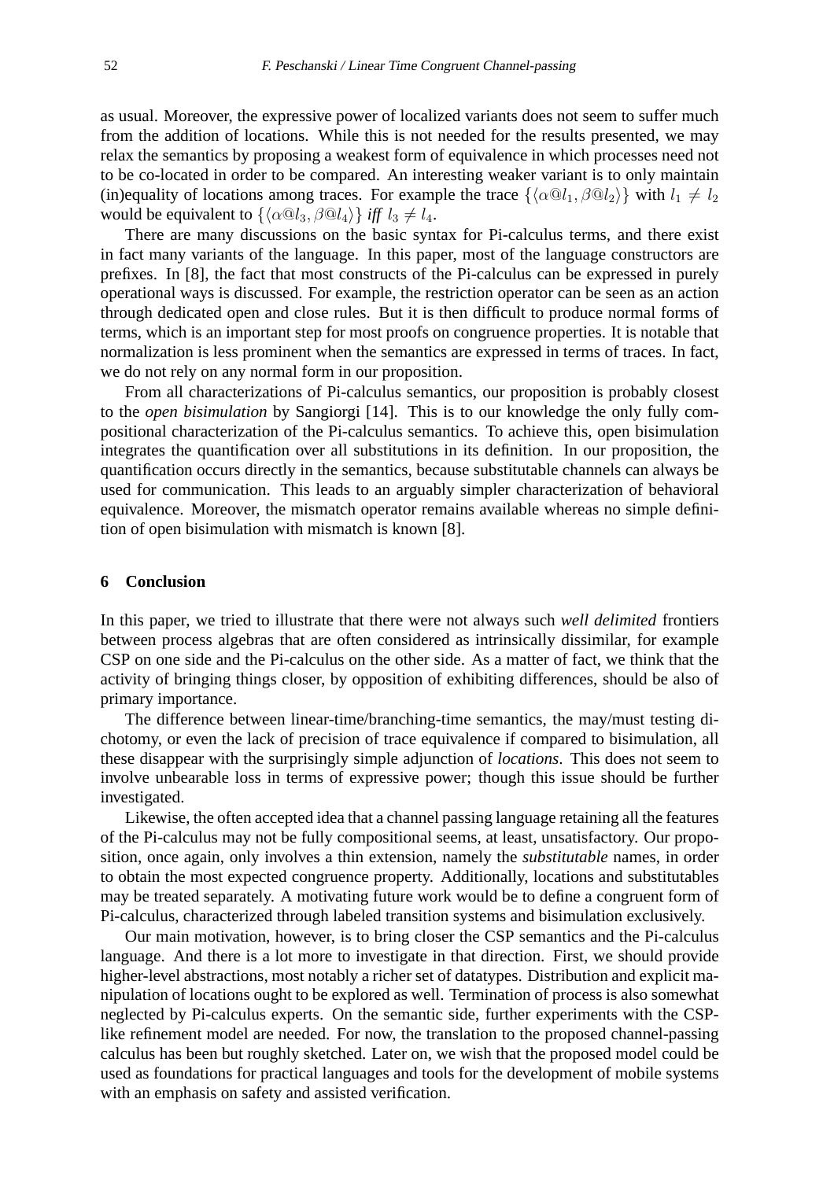as usual. Moreover, the expressive power of localized variants does not seem to suffer much from the addition of locations. While this is not needed for the results presented, we may relax the semantics by proposing a weakest form of equivalence in which processes need not to be co-located in order to be compared. An interesting weaker variant is to only maintain (in)equality of locations among traces. For example the trace $\{\langle \alpha@l_1, \beta@l_2 \rangle\}$ with $l_1 \neq l_2$ would be equivalent to $\{\langle \alpha@l_3, \beta@l_4 \rangle\}$ *iff* $l_3 \neq l_4$.

There are many discussions on the basic syntax for Pi-calculus terms, and there exist in fact many variants of the language. In this paper, most of the language constructors are prefixes. In [8], the fact that most constructs of the Pi-calculus can be expressed in purely operational ways is discussed. For example, the restriction operator can be seen as an action through dedicated open and close rules. But it is then difficult to produce normal forms of terms, which is an important step for most proofs on congruence properties. It is notable that normalization is less prominent when the semantics are expressed in terms of traces. In fact, we do not rely on any normal form in our proposition.

From all characterizations of Pi-calculus semantics, our proposition is probably closest to the *open bisimulation* by Sangiorgi [14]. This is to our knowledge the only fully compositional characterization of the Pi-calculus semantics. To achieve this, open bisimulation integrates the quantification over all substitutions in its definition. In our proposition, the quantification occurs directly in the semantics, because substitutable channels can always be used for communication. This leads to an arguably simpler characterization of behavioral equivalence. Moreover, the mismatch operator remains available whereas no simple definition of open bisimulation with mismatch is known [8].

## 6 Conclusion

In this paper, we tried to illustrate that there were not always such *well delimited* frontiers between process algebras that are often considered as intrinsically dissimilar, for example CSP on one side and the Pi-calculus on the other side. As a matter of fact, we think that the activity of bringing things closer, by opposition of exhibiting differences, should be also of primary importance.

The difference between linear-time/branching-time semantics, the may/must testing dichotomy, or even the lack of precision of trace equivalence if compared to bisimulation, all these disappear with the surprisingly simple adjunction of *locations*. This does not seem to involve unbearable loss in terms of expressive power; though this issue should be further investigated.

Likewise, the often accepted idea that a channel passing language retaining all the features of the Pi-calculus may not be fully compositional seems, at least, unsatisfactory. Our proposition, once again, only involves a thin extension, namely the *substitutable* names, in order to obtain the most expected congruence property. Additionally, locations and substitutables may be treated separately. A motivating future work would be to define a congruent form of Pi-calculus, characterized through labeled transition systems and bisimulation exclusively.

Our main motivation, however, is to bring closer the CSP semantics and the Pi-calculus language. And there is a lot more to investigate in that direction. First, we should provide higher-level abstractions, most notably a richer set of datatypes. Distribution and explicit manipulation of locations ought to be explored as well. Termination of process is also somewhat neglected by Pi-calculus experts. On the semantic side, further experiments with the CSP-like refinement model are needed. For now, the translation to the proposed channel-passing calculus has been but roughly sketched. Later on, we wish that the proposed model could be used as foundations for practical languages and tools for the development of mobile systems with an emphasis on safety and assisted verification.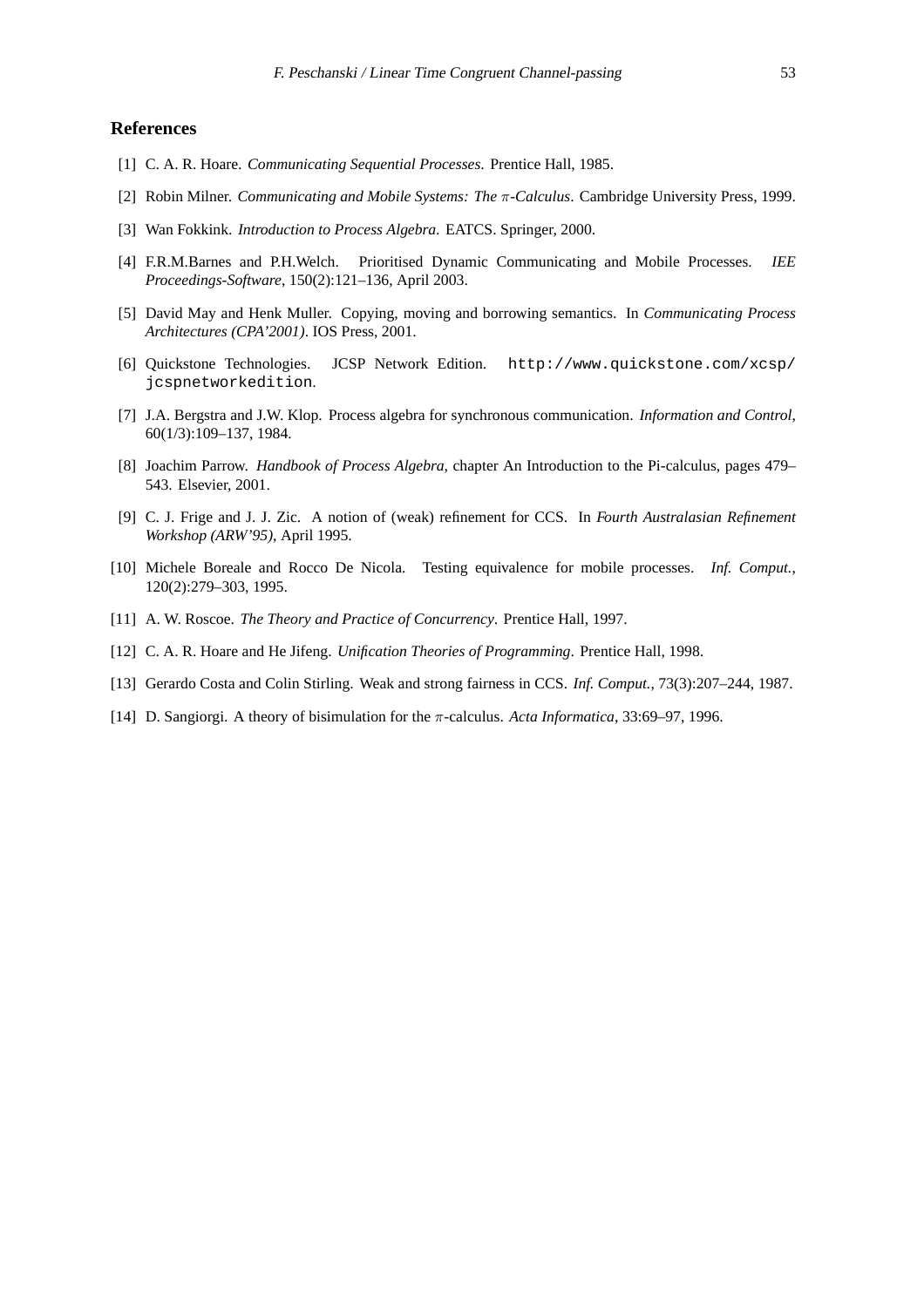## References

[1] C. A. R. Hoare. *Communicating Sequential Processes*. Prentice Hall, 1985.

[2] Robin Milner. *Communicating and Mobile Systems: The $\pi$-Calculus*. Cambridge University Press, 1999.

[3] Wan Fokkink. *Introduction to Process Algebra*. EATCS. Springer, 2000.

[4] F.R.M.Barnes and P.H.Welch. Prioritised Dynamic Communicating and Mobile Processes. *IEE Proceedings-Software*, 150(2):121–136, April 2003.

[5] David May and Henk Muller. Copying, moving and borrowing semantics. In *Communicating Process Architectures (CPA'2001)*. IOS Press, 2001.

[6] Quickstone Technologies. JCSP Network Edition. `http://www.quickstone.com/xcsp/jcspnetworkedition`.

[7] J.A. Bergstra and J.W. Klop. Process algebra for synchronous communication. *Information and Control*, 60(1/3):109–137, 1984.

[8] Joachim Parrow. *Handbook of Process Algebra*, chapter An Introduction to the Pi-calculus, pages 479–543. Elsevier, 2001.

[9] C. J. Frige and J. J. Zic. A notion of (weak) refinement for CCS. In *Fourth Australasian Refinement Workshop (ARW'95)*, April 1995.

[10] Michele Boreale and Rocco De Nicola. Testing equivalence for mobile processes. *Inf. Comput.*, 120(2):279–303, 1995.

[11] A. W. Roscoe. *The Theory and Practice of Concurrency*. Prentice Hall, 1997.

[12] C. A. R. Hoare and He Jifeng. *Unification Theories of Programming*. Prentice Hall, 1998.

[13] Gerardo Costa and Colin Stirling. Weak and strong fairness in CCS. *Inf. Comput.*, 73(3):207–244, 1987.

[14] D. Sangiorgi. A theory of bisimulation for the $\pi$-calculus. *Acta Informatica*, 33:69–97, 1996.